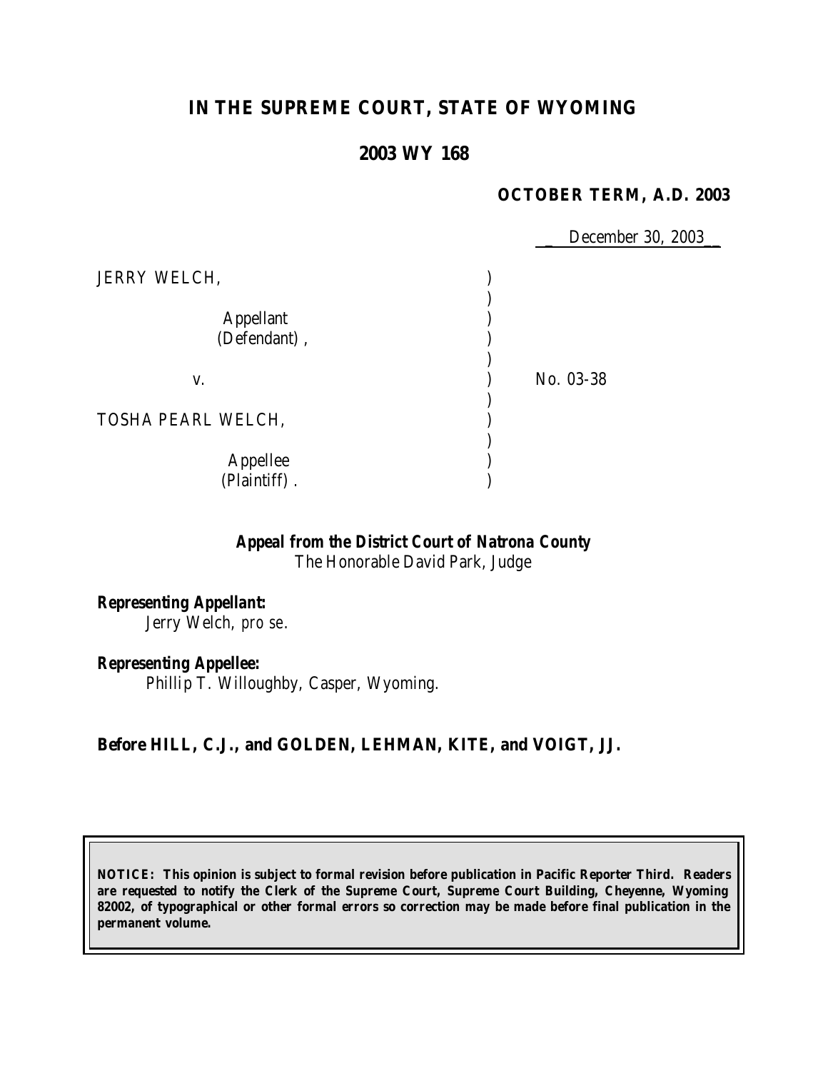# IN THE SUPREME COURT, STATE OF WYOMING

## 2003 WY 168

**OCTOBER TERM, A.D. 2003**

December 30, 2003

| | | |
|---|---|---|
| JERRY WELCH, | ) | |
| | ) | |
| Appellant | ) | |
| (Defendant), | ) | |
| | ) | |
| v. | ) | No. 03-38 |
| | ) | |
| TOSHA PEARL WELCH, | ) | |
| | ) | |
| Appellee | ) | |
| (Plaintiff). | ) | |

***Appeal from the District Court of Natrona County***
The Honorable David Park, Judge

***Representing Appellant:***
Jerry Welch, *pro se*.

***Representing Appellee:***
Phillip T. Willoughby, Casper, Wyoming.

**Before HILL, C.J., and GOLDEN, LEHMAN, KITE, and VOIGT, JJ.**

**NOTICE: This opinion is subject to formal revision before publication in Pacific Reporter Third. Readers are requested to notify the Clerk of the Supreme Court, Supreme Court Building, Cheyenne, Wyoming 82002, of typographical or other formal errors so correction may be made before final publication in the permanent volume.**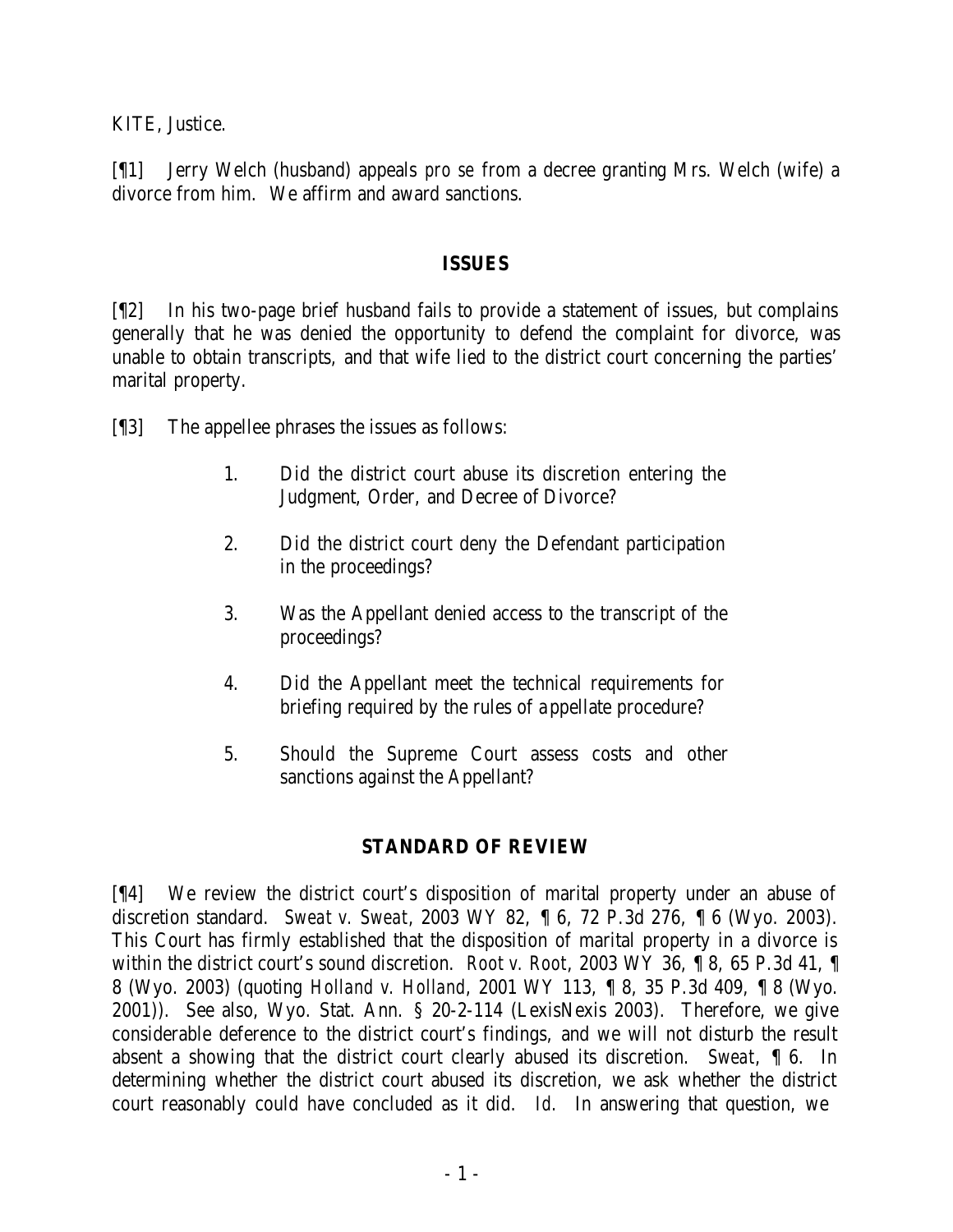KITE, Justice.

[¶1] Jerry Welch (husband) appeals *pro se* from a decree granting Mrs. Welch (wife) a divorce from him. We affirm and award sanctions.

## ISSUES

[¶2] In his two-page brief husband fails to provide a statement of issues, but complains generally that he was denied the opportunity to defend the complaint for divorce, was unable to obtain transcripts, and that wife lied to the district court concerning the parties' marital property.

[¶3] The appellee phrases the issues as follows:

> 1. Did the district court abuse its discretion entering the Judgment, Order, and Decree of Divorce?
>
> 2. Did the district court deny the Defendant participation in the proceedings?
>
> 3. Was the Appellant denied access to the transcript of the proceedings?
>
> 4. Did the Appellant meet the technical requirements for briefing required by the rules of appellate procedure?
>
> 5. Should the Supreme Court assess costs and other sanctions against the Appellant?

## STANDARD OF REVIEW

[¶4] We review the district court's disposition of marital property under an abuse of discretion standard. *Sweat v. Sweat*, 2003 WY 82, ¶ 6, 72 P.3d 276, ¶ 6 (Wyo. 2003). This Court has firmly established that the disposition of marital property in a divorce is within the district court's sound discretion. *Root v. Root*, 2003 WY 36, ¶ 8, 65 P.3d 41, ¶ 8 (Wyo. 2003) (quoting *Holland v. Holland*, 2001 WY 113, ¶ 8, 35 P.3d 409, ¶ 8 (Wyo. 2001)). See also, Wyo. Stat. Ann. § 20-2-114 (LexisNexis 2003). Therefore, we give considerable deference to the district court's findings, and we will not disturb the result absent a showing that the district court clearly abused its discretion. *Sweat*, ¶ 6. In determining whether the district court abused its discretion, we ask whether the district court reasonably could have concluded as it did. *Id.* In answering that question, we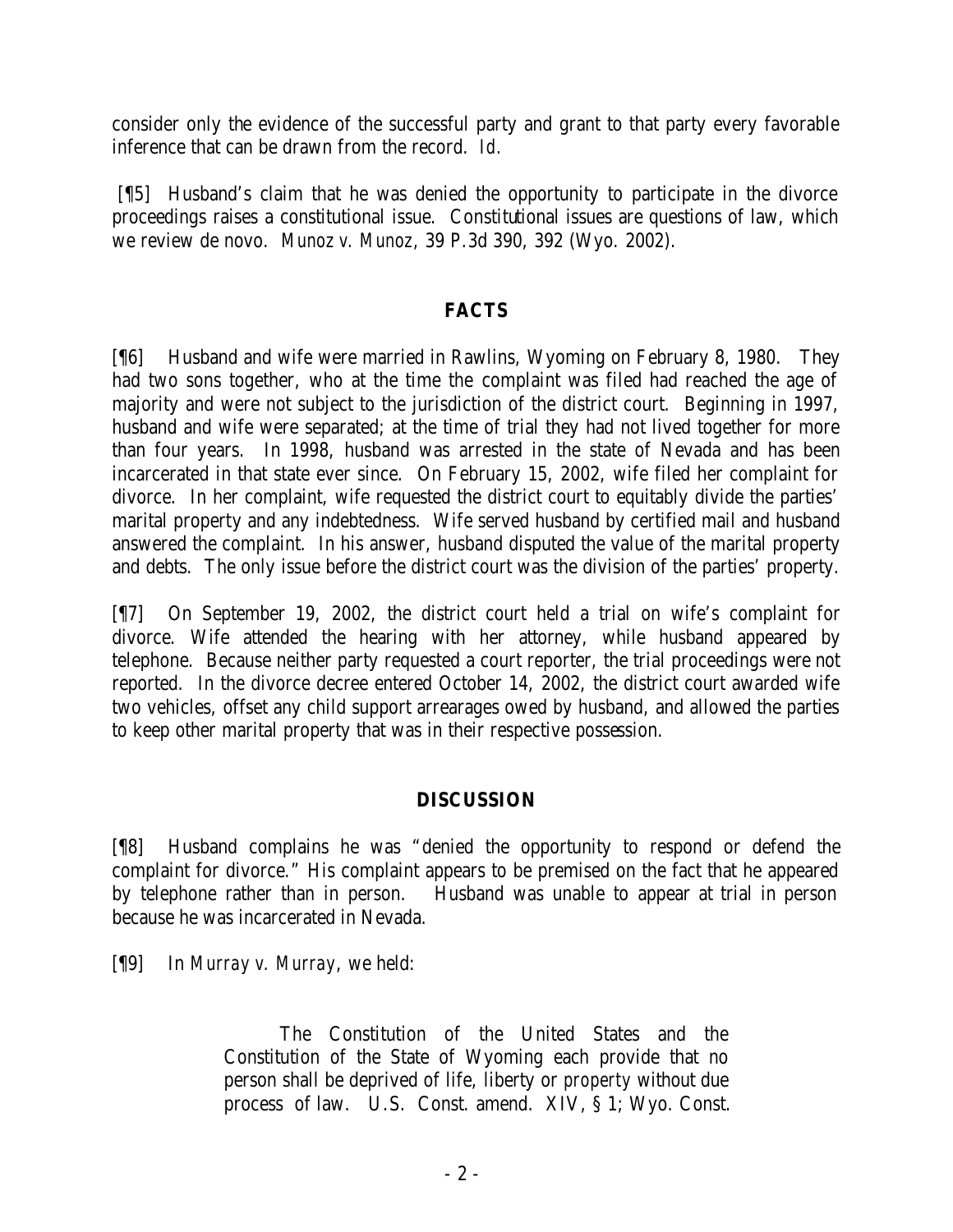consider only the evidence of the successful party and grant to that party every favorable inference that can be drawn from the record. *Id.*

[¶5] Husband's claim that he was denied the opportunity to participate in the divorce proceedings raises a constitutional issue. Constitutional issues are questions of law, which we review de novo. *Munoz v. Munoz*, 39 P.3d 390, 392 (Wyo. 2002).

## FACTS

[¶6] Husband and wife were married in Rawlins, Wyoming on February 8, 1980. They had two sons together, who at the time the complaint was filed had reached the age of majority and were not subject to the jurisdiction of the district court. Beginning in 1997, husband and wife were separated; at the time of trial they had not lived together for more than four years. In 1998, husband was arrested in the state of Nevada and has been incarcerated in that state ever since. On February 15, 2002, wife filed her complaint for divorce. In her complaint, wife requested the district court to equitably divide the parties' marital property and any indebtedness. Wife served husband by certified mail and husband answered the complaint. In his answer, husband disputed the value of the marital property and debts. The only issue before the district court was the division of the parties' property.

[¶7] On September 19, 2002, the district court held a trial on wife's complaint for divorce. Wife attended the hearing with her attorney, while husband appeared by telephone. Because neither party requested a court reporter, the trial proceedings were not reported. In the divorce decree entered October 14, 2002, the district court awarded wife two vehicles, offset any child support arrearages owed by husband, and allowed the parties to keep other marital property that was in their respective possession.

## DISCUSSION

[¶8] Husband complains he was "denied the opportunity to respond or defend the complaint for divorce." His complaint appears to be premised on the fact that he appeared by telephone rather than in person. Husband was unable to appear at trial in person because he was incarcerated in Nevada.

[¶9] In *Murray v. Murray*, we held:

> The Constitution of the United States and the Constitution of the State of Wyoming each provide that no person shall be deprived of life, liberty or *property* without due process of law. U.S. Const. amend. XIV, § 1; Wyo. Const.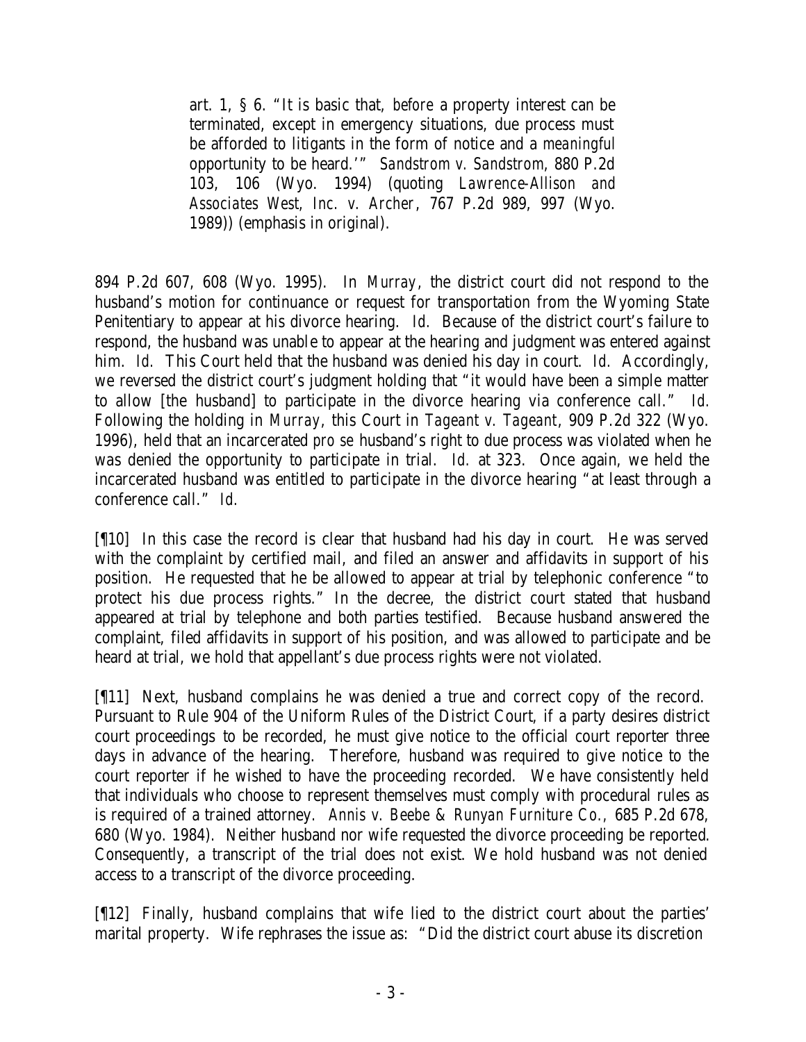> art. 1, § 6. "It is basic that, *before* a property interest can be terminated, except in emergency situations, due process must be afforded to litigants in the form of notice and a *meaningful* opportunity to be heard.'" *Sandstrom v. Sandstrom*, 880 P.2d 103, 106 (Wyo. 1994) (quoting *Lawrence-Allison and Associates West, Inc. v. Archer*, 767 P.2d 989, 997 (Wyo. 1989)) (emphasis in original).

894 P.2d 607, 608 (Wyo. 1995). In *Murray*, the district court did not respond to the husband's motion for continuance or request for transportation from the Wyoming State Penitentiary to appear at his divorce hearing. *Id.* Because of the district court's failure to respond, the husband was unable to appear at the hearing and judgment was entered against him. *Id.* This Court held that the husband was denied his day in court. *Id.* Accordingly, we reversed the district court's judgment holding that "it would have been a simple matter to allow [the husband] to participate in the divorce hearing via conference call." *Id.* Following the holding in *Murray*, this Court in *Tageant v. Tageant*, 909 P.2d 322 (Wyo. 1996), held that an incarcerated *pro se* husband's right to due process was violated when he was denied the opportunity to participate in trial. *Id.* at 323. Once again, we held the incarcerated husband was entitled to participate in the divorce hearing "at least through a conference call." *Id.*

[¶10] In this case the record is clear that husband had his day in court. He was served with the complaint by certified mail, and filed an answer and affidavits in support of his position. He requested that he be allowed to appear at trial by telephonic conference "to protect his due process rights." In the decree, the district court stated that husband appeared at trial by telephone and both parties testified. Because husband answered the complaint, filed affidavits in support of his position, and was allowed to participate and be heard at trial, we hold that appellant's due process rights were not violated.

[¶11] Next, husband complains he was denied a true and correct copy of the record. Pursuant to Rule 904 of the Uniform Rules of the District Court, if a party desires district court proceedings to be recorded, he must give notice to the official court reporter three days in advance of the hearing. Therefore, husband was required to give notice to the court reporter if he wished to have the proceeding recorded. We have consistently held that individuals who choose to represent themselves must comply with procedural rules as is required of a trained attorney. *Annis v. Beebe & Runyan Furniture Co.*, 685 P.2d 678, 680 (Wyo. 1984). Neither husband nor wife requested the divorce proceeding be reported. Consequently, a transcript of the trial does not exist. We hold husband was not denied access to a transcript of the divorce proceeding.

[¶12] Finally, husband complains that wife lied to the district court about the parties' marital property. Wife rephrases the issue as: "Did the district court abuse its discretion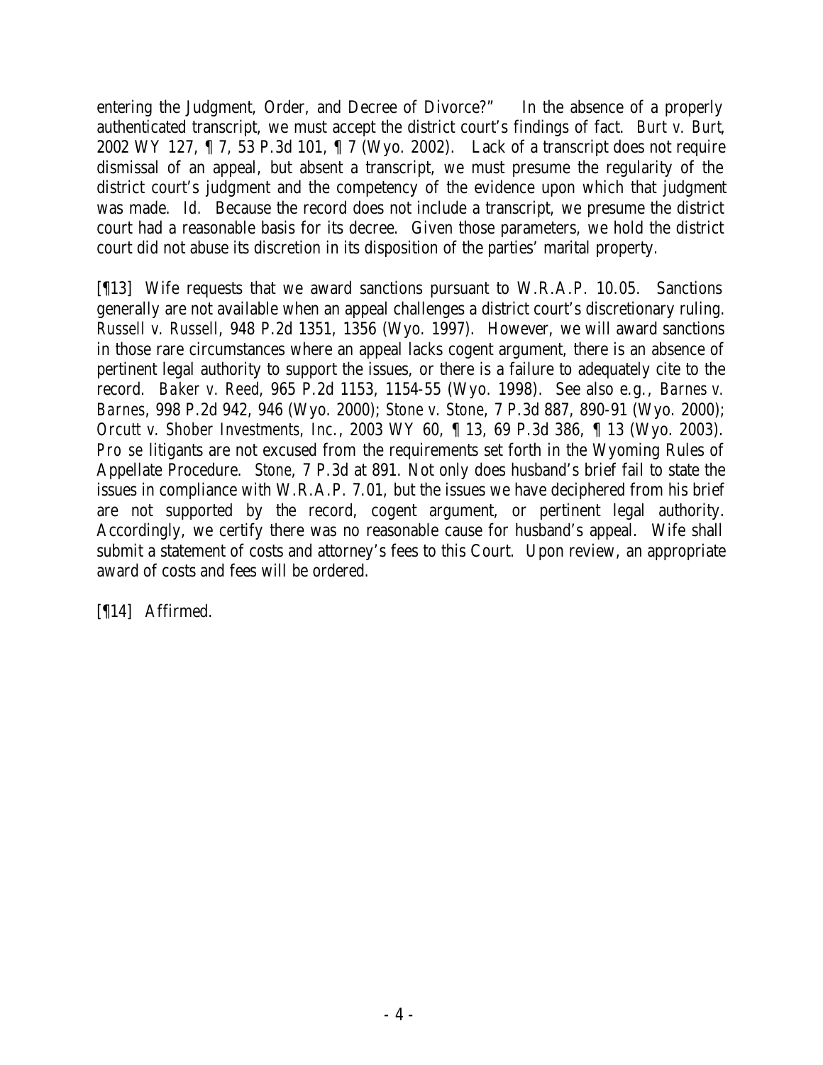entering the Judgment, Order, and Decree of Divorce?" In the absence of a properly authenticated transcript, we must accept the district court's findings of fact. *Burt v. Burt*, 2002 WY 127, ¶ 7, 53 P.3d 101, ¶ 7 (Wyo. 2002). Lack of a transcript does not require dismissal of an appeal, but absent a transcript, we must presume the regularity of the district court's judgment and the competency of the evidence upon which that judgment was made. *Id.* Because the record does not include a transcript, we presume the district court had a reasonable basis for its decree. Given those parameters, we hold the district court did not abuse its discretion in its disposition of the parties' marital property.

[¶13] Wife requests that we award sanctions pursuant to W.R.A.P. 10.05. Sanctions generally are not available when an appeal challenges a district court's discretionary ruling. *Russell v. Russell*, 948 P.2d 1351, 1356 (Wyo. 1997). However, we will award sanctions in those rare circumstances where an appeal lacks cogent argument, there is an absence of pertinent legal authority to support the issues, or there is a failure to adequately cite to the record. *Baker v. Reed*, 965 P.2d 1153, 1154-55 (Wyo. 1998). See also e.g., *Barnes v. Barnes*, 998 P.2d 942, 946 (Wyo. 2000); *Stone v. Stone*, 7 P.3d 887, 890-91 (Wyo. 2000); *Orcutt v. Shober Investments, Inc.*, 2003 WY 60, ¶ 13, 69 P.3d 386, ¶ 13 (Wyo. 2003). *Pro se* litigants are not excused from the requirements set forth in the Wyoming Rules of Appellate Procedure. *Stone*, 7 P.3d at 891. Not only does husband's brief fail to state the issues in compliance with W.R.A.P. 7.01, but the issues we have deciphered from his brief are not supported by the record, cogent argument, or pertinent legal authority. Accordingly, we certify there was no reasonable cause for husband's appeal. Wife shall submit a statement of costs and attorney's fees to this Court. Upon review, an appropriate award of costs and fees will be ordered.

[¶14] Affirmed.